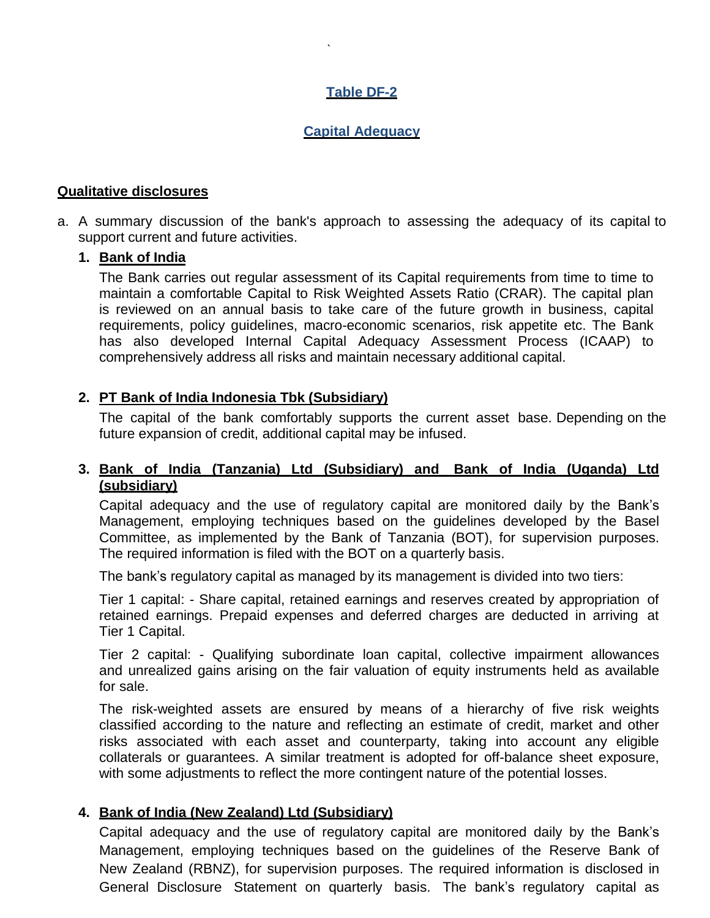## Table DF-2

## Capital Adequacy

**Qualitative disclosures**

a. A summary discussion of the bank's approach to assessing the adequacy of its capital to support current and future activities.

1. **Bank of India**

   The Bank carries out regular assessment of its Capital requirements from time to time to maintain a comfortable Capital to Risk Weighted Assets Ratio (CRAR). The capital plan is reviewed on an annual basis to take care of the future growth in business, capital requirements, policy guidelines, macro-economic scenarios, risk appetite etc. The Bank has also developed Internal Capital Adequacy Assessment Process (ICAAP) to comprehensively address all risks and maintain necessary additional capital.

2. **PT Bank of India Indonesia Tbk (Subsidiary)**

   The capital of the bank comfortably supports the current asset base. Depending on the future expansion of credit, additional capital may be infused.

3. **Bank of India (Tanzania) Ltd (Subsidiary) and Bank of India (Uganda) Ltd (subsidiary)**

   Capital adequacy and the use of regulatory capital are monitored daily by the Bank's Management, employing techniques based on the guidelines developed by the Basel Committee, as implemented by the Bank of Tanzania (BOT), for supervision purposes. The required information is filed with the BOT on a quarterly basis.

   The bank's regulatory capital as managed by its management is divided into two tiers:

   Tier 1 capital: - Share capital, retained earnings and reserves created by appropriation of retained earnings. Prepaid expenses and deferred charges are deducted in arriving at Tier 1 Capital.

   Tier 2 capital: - Qualifying subordinate loan capital, collective impairment allowances and unrealized gains arising on the fair valuation of equity instruments held as available for sale.

   The risk-weighted assets are ensured by means of a hierarchy of five risk weights classified according to the nature and reflecting an estimate of credit, market and other risks associated with each asset and counterparty, taking into account any eligible collaterals or guarantees. A similar treatment is adopted for off-balance sheet exposure, with some adjustments to reflect the more contingent nature of the potential losses.

4. **Bank of India (New Zealand) Ltd (Subsidiary)**

   Capital adequacy and the use of regulatory capital are monitored daily by the Bank's Management, employing techniques based on the guidelines of the Reserve Bank of New Zealand (RBNZ), for supervision purposes. The required information is disclosed in General Disclosure Statement on quarterly basis. The bank's regulatory capital as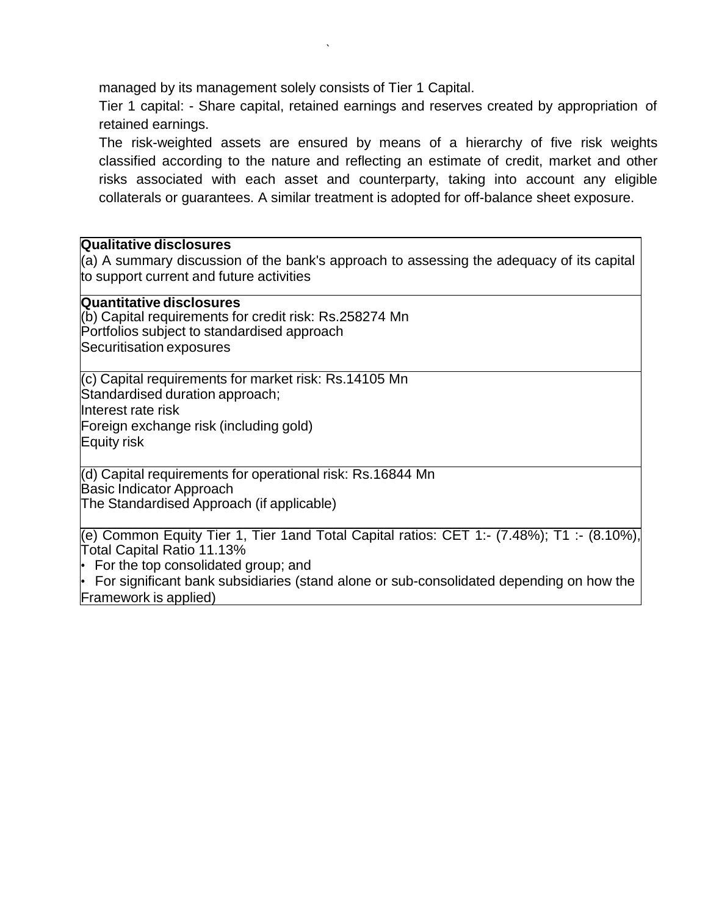managed by its management solely consists of Tier 1 Capital.

Tier 1 capital: - Share capital, retained earnings and reserves created by appropriation of retained earnings.

The risk-weighted assets are ensured by means of a hierarchy of five risk weights classified according to the nature and reflecting an estimate of credit, market and other risks associated with each asset and counterparty, taking into account any eligible collaterals or guarantees. A similar treatment is adopted for off-balance sheet exposure.

| **Qualitative disclosures**<br>(a) A summary discussion of the bank's approach to assessing the adequacy of its capital to support current and future activities |
|---|
| **Quantitative disclosures**<br>(b) Capital requirements for credit risk: Rs.258274 Mn<br>Portfolios subject to standardised approach<br>Securitisation exposures |
| (c) Capital requirements for market risk: Rs.14105 Mn<br>Standardised duration approach;<br>Interest rate risk<br>Foreign exchange risk (including gold)<br>Equity risk |
| (d) Capital requirements for operational risk: Rs.16844 Mn<br>Basic Indicator Approach<br>The Standardised Approach (if applicable) |
| (e) Common Equity Tier 1, Tier 1and Total Capital ratios: CET 1:- (7.48%); T1 :- (8.10%), Total Capital Ratio 11.13%<br>• For the top consolidated group; and<br>• For significant bank subsidiaries (stand alone or sub-consolidated depending on how the Framework is applied) |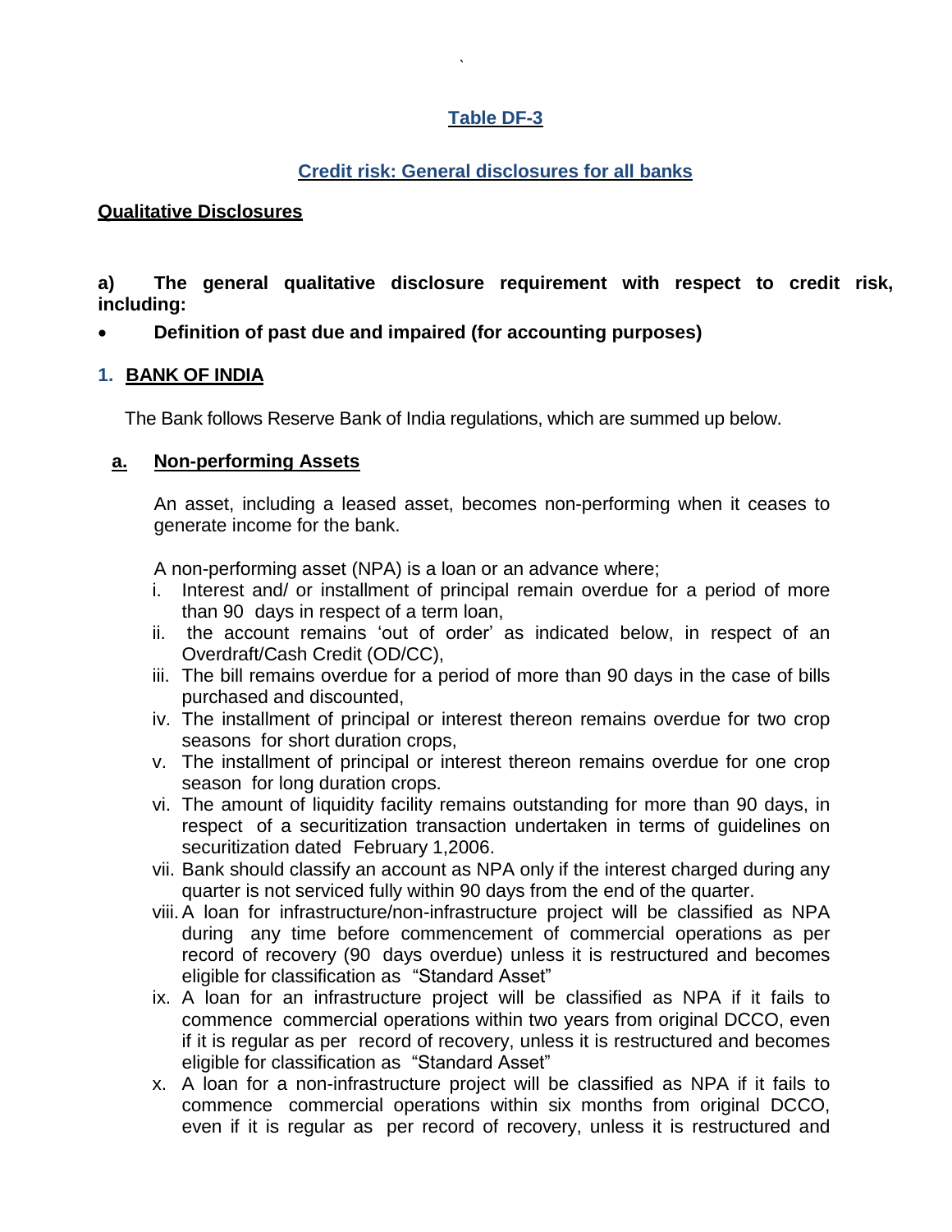## Table DF-3

### Credit risk: General disclosures for all banks

**Qualitative Disclosures**

**a) The general qualitative disclosure requirement with respect to credit risk, including:**

- **Definition of past due and impaired (for accounting purposes)**

### 1. BANK OF INDIA

The Bank follows Reserve Bank of India regulations, which are summed up below.

#### a. Non-performing Assets

An asset, including a leased asset, becomes non-performing when it ceases to generate income for the bank.

A non-performing asset (NPA) is a loan or an advance where;

i. Interest and/ or installment of principal remain overdue for a period of more than 90 days in respect of a term loan,

ii. the account remains 'out of order' as indicated below, in respect of an Overdraft/Cash Credit (OD/CC),

iii. The bill remains overdue for a period of more than 90 days in the case of bills purchased and discounted,

iv. The installment of principal or interest thereon remains overdue for two crop seasons for short duration crops,

v. The installment of principal or interest thereon remains overdue for one crop season for long duration crops.

vi. The amount of liquidity facility remains outstanding for more than 90 days, in respect of a securitization transaction undertaken in terms of guidelines on securitization dated February 1,2006.

vii. Bank should classify an account as NPA only if the interest charged during any quarter is not serviced fully within 90 days from the end of the quarter.

viii. A loan for infrastructure/non-infrastructure project will be classified as NPA during any time before commencement of commercial operations as per record of recovery (90 days overdue) unless it is restructured and becomes eligible for classification as "Standard Asset"

ix. A loan for an infrastructure project will be classified as NPA if it fails to commence commercial operations within two years from original DCCO, even if it is regular as per record of recovery, unless it is restructured and becomes eligible for classification as "Standard Asset"

x. A loan for a non-infrastructure project will be classified as NPA if it fails to commence commercial operations within six months from original DCCO, even if it is regular as per record of recovery, unless it is restructured and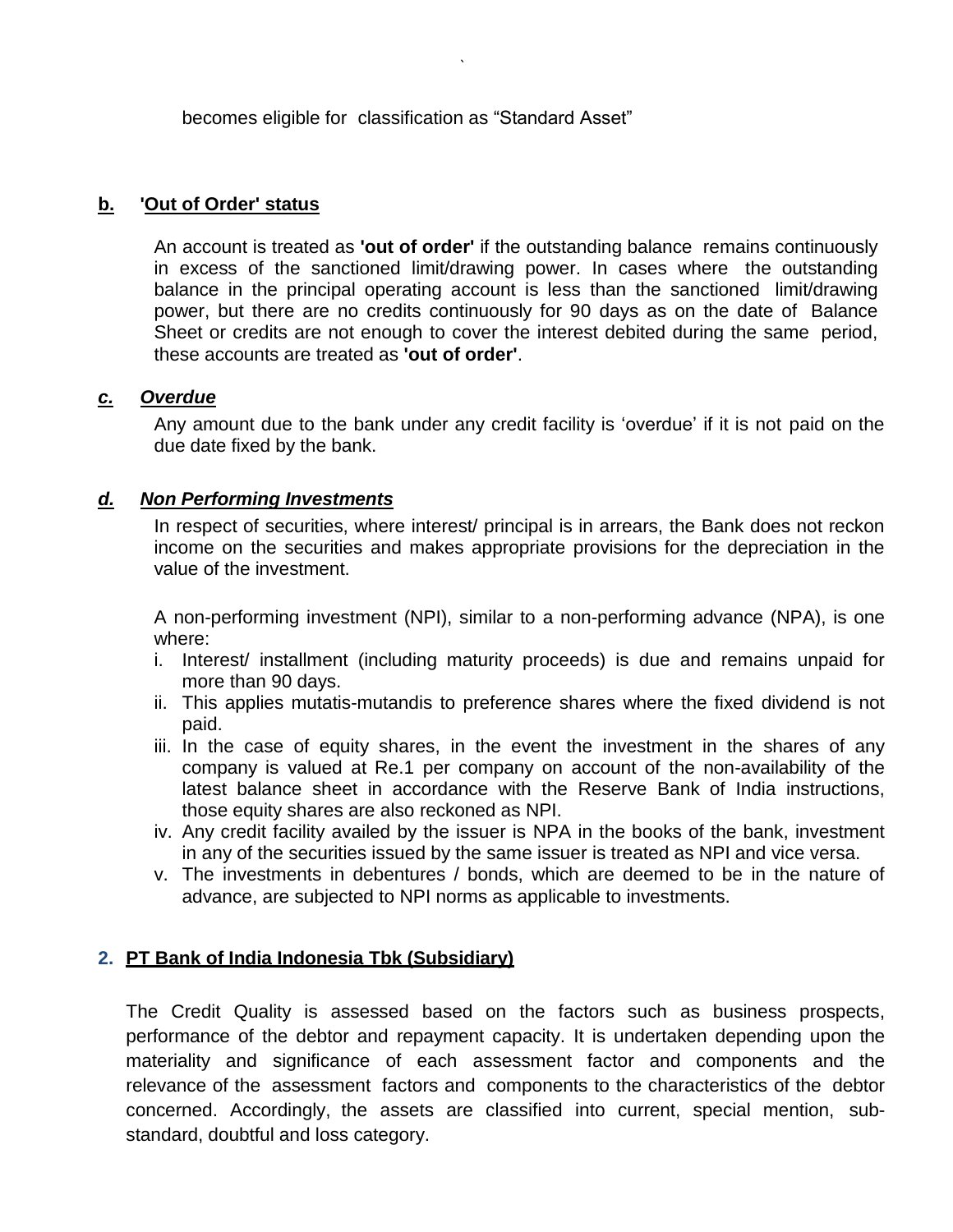becomes eligible for classification as “Standard Asset”

**b. 'Out of Order' status**

An account is treated as **'out of order'** if the outstanding balance remains continuously in excess of the sanctioned limit/drawing power. In cases where the outstanding balance in the principal operating account is less than the sanctioned limit/drawing power, but there are no credits continuously for 90 days as on the date of Balance Sheet or credits are not enough to cover the interest debited during the same period, these accounts are treated as **'out of order'**.

***c. Overdue***

Any amount due to the bank under any credit facility is ‘overdue’ if it is not paid on the due date fixed by the bank.

***d. Non Performing Investments***

In respect of securities, where interest/ principal is in arrears, the Bank does not reckon income on the securities and makes appropriate provisions for the depreciation in the value of the investment.

A non-performing investment (NPI), similar to a non-performing advance (NPA), is one where:

i. Interest/ installment (including maturity proceeds) is due and remains unpaid for more than 90 days.
ii. This applies mutatis-mutandis to preference shares where the fixed dividend is not paid.
iii. In the case of equity shares, in the event the investment in the shares of any company is valued at Re.1 per company on account of the non-availability of the latest balance sheet in accordance with the Reserve Bank of India instructions, those equity shares are also reckoned as NPI.
iv. Any credit facility availed by the issuer is NPA in the books of the bank, investment in any of the securities issued by the same issuer is treated as NPI and vice versa.
v. The investments in debentures / bonds, which are deemed to be in the nature of advance, are subjected to NPI norms as applicable to investments.

**2. PT Bank of India Indonesia Tbk (Subsidiary)**

The Credit Quality is assessed based on the factors such as business prospects, performance of the debtor and repayment capacity. It is undertaken depending upon the materiality and significance of each assessment factor and components and the relevance of the assessment factors and components to the characteristics of the debtor concerned. Accordingly, the assets are classified into current, special mention, sub-standard, doubtful and loss category.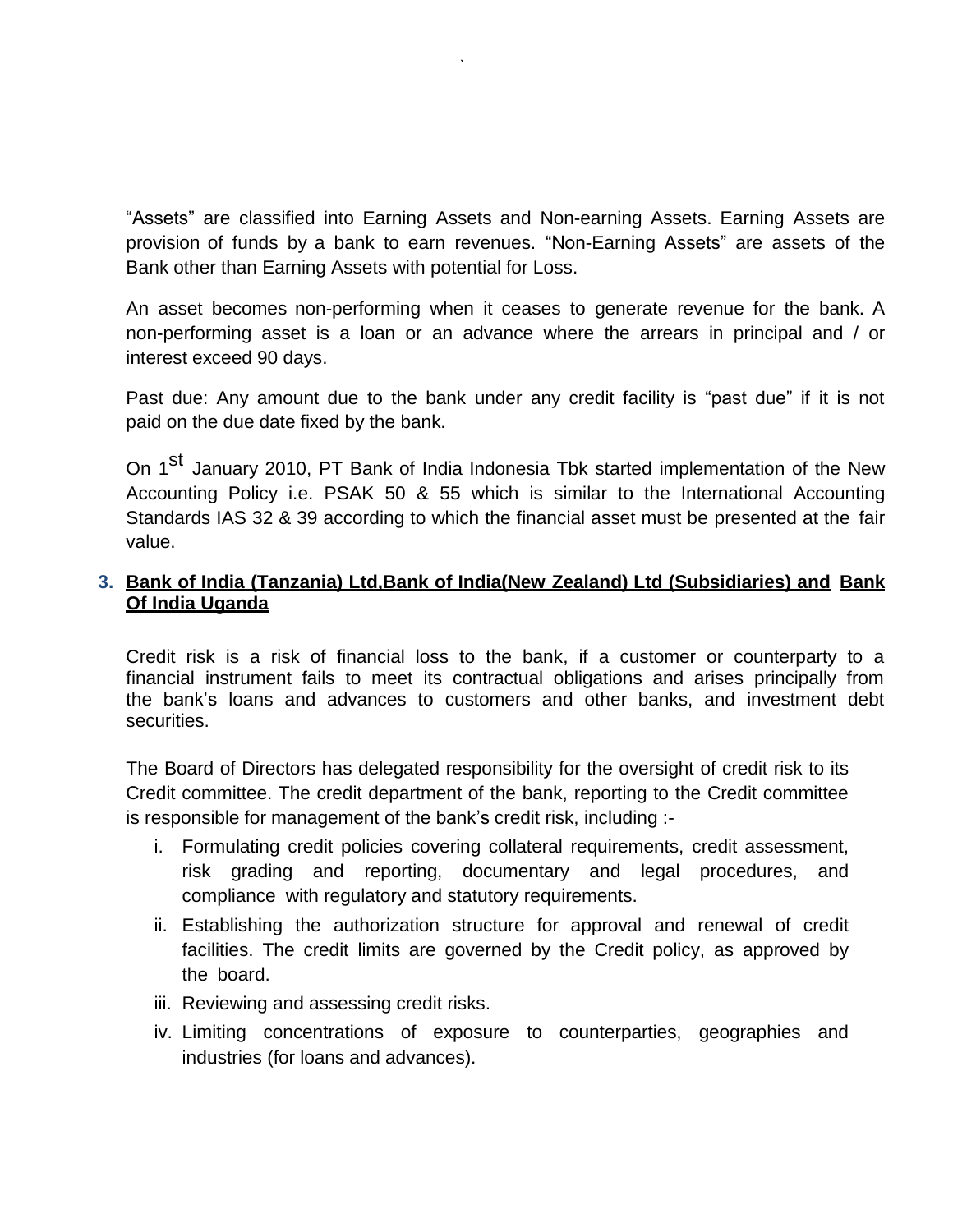“Assets” are classified into Earning Assets and Non-earning Assets. Earning Assets are provision of funds by a bank to earn revenues. “Non-Earning Assets” are assets of the Bank other than Earning Assets with potential for Loss.

An asset becomes non-performing when it ceases to generate revenue for the bank. A non-performing asset is a loan or an advance where the arrears in principal and / or interest exceed 90 days.

Past due: Any amount due to the bank under any credit facility is “past due” if it is not paid on the due date fixed by the bank.

On 1st January 2010, PT Bank of India Indonesia Tbk started implementation of the New Accounting Policy i.e. PSAK 50 & 55 which is similar to the International Accounting Standards IAS 32 & 39 according to which the financial asset must be presented at the fair value.

### 3. Bank of India (Tanzania) Ltd,Bank of India(New Zealand) Ltd (Subsidiaries) and Bank Of India Uganda

Credit risk is a risk of financial loss to the bank, if a customer or counterparty to a financial instrument fails to meet its contractual obligations and arises principally from the bank’s loans and advances to customers and other banks, and investment debt securities.

The Board of Directors has delegated responsibility for the oversight of credit risk to its Credit committee. The credit department of the bank, reporting to the Credit committee is responsible for management of the bank’s credit risk, including :-

i. Formulating credit policies covering collateral requirements, credit assessment, risk grading and reporting, documentary and legal procedures, and compliance with regulatory and statutory requirements.
ii. Establishing the authorization structure for approval and renewal of credit facilities. The credit limits are governed by the Credit policy, as approved by the board.
iii. Reviewing and assessing credit risks.
iv. Limiting concentrations of exposure to counterparties, geographies and industries (for loans and advances).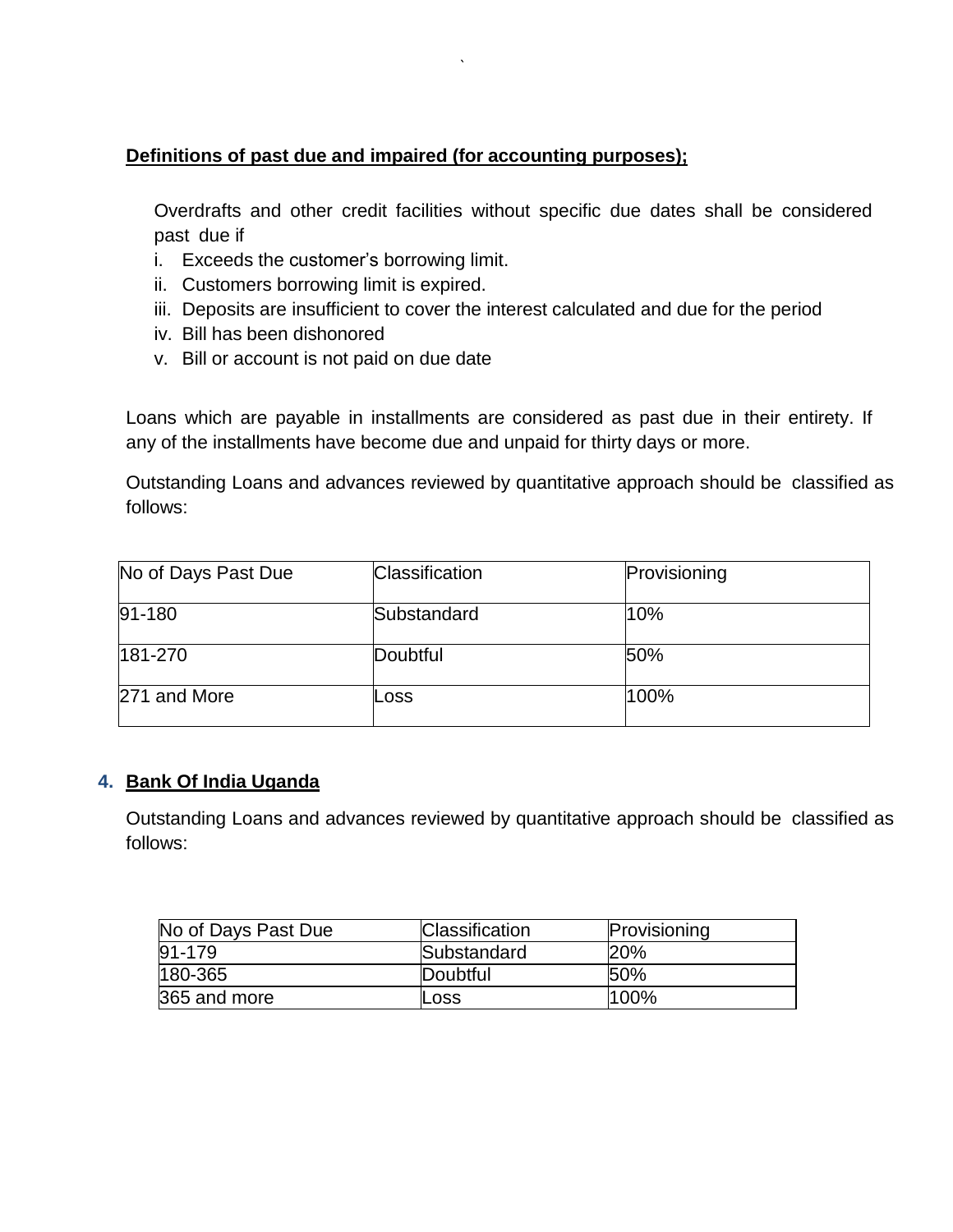**Definitions of past due and impaired (for accounting purposes);**

Overdrafts and other credit facilities without specific due dates shall be considered past due if

i. Exceeds the customer's borrowing limit.
ii. Customers borrowing limit is expired.
iii. Deposits are insufficient to cover the interest calculated and due for the period
iv. Bill has been dishonored
v. Bill or account is not paid on due date

Loans which are payable in installments are considered as past due in their entirety. If any of the installments have become due and unpaid for thirty days or more.

Outstanding Loans and advances reviewed by quantitative approach should be classified as follows:

| No of Days Past Due | Classification | Provisioning |
|---|---|---|
| 91-180 | Substandard | 10% |
| 181-270 | Doubtful | 50% |
| 271 and More | Loss | 100% |

## 4. Bank Of India Uganda

Outstanding Loans and advances reviewed by quantitative approach should be classified as follows:

| No of Days Past Due | Classification | Provisioning |
|---|---|---|
| 91-179 | Substandard | 20% |
| 180-365 | Doubtful | 50% |
| 365 and more | Loss | 100% |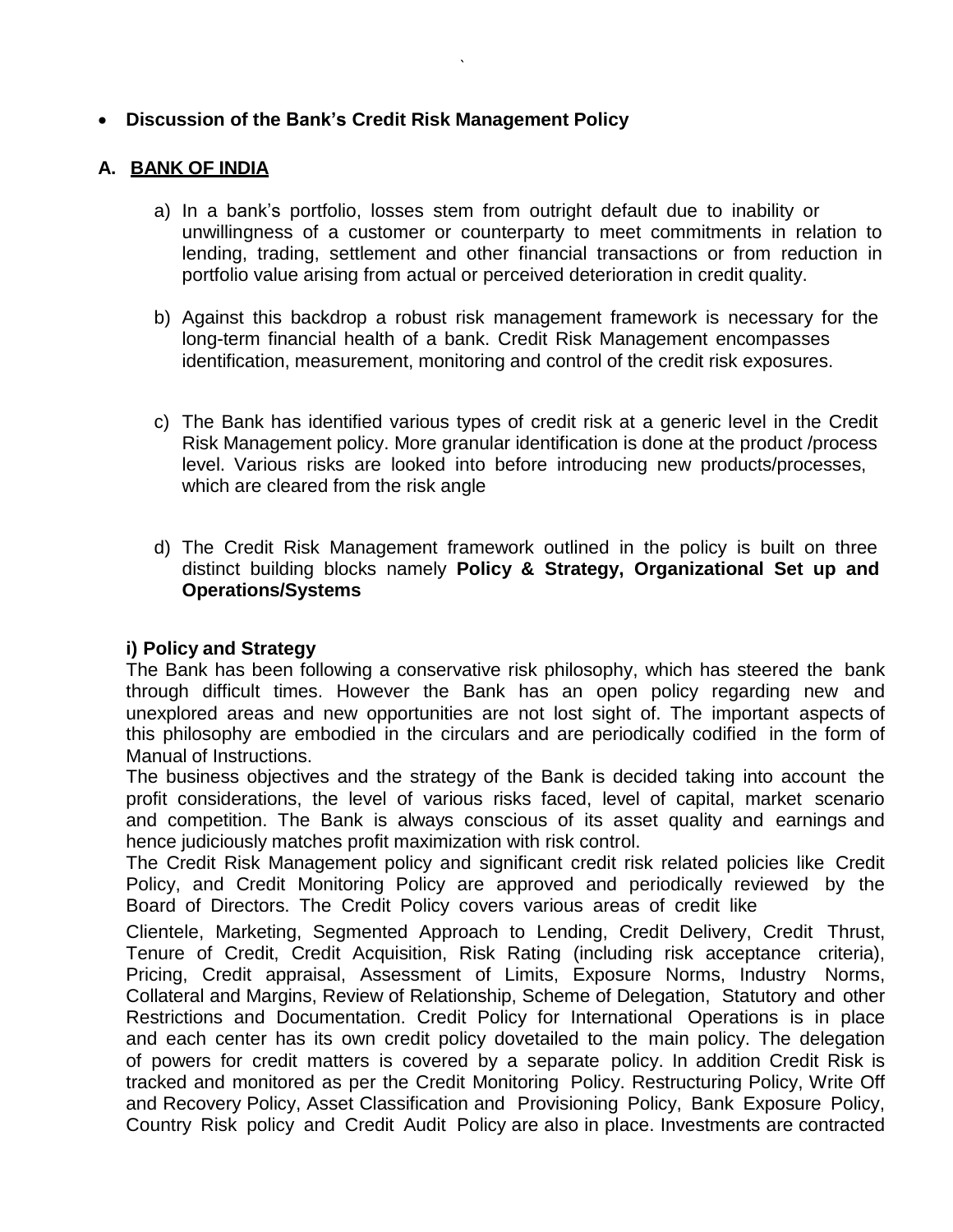- **Discussion of the Bank's Credit Risk Management Policy**

## A. BANK OF INDIA

a) In a bank's portfolio, losses stem from outright default due to inability or unwillingness of a customer or counterparty to meet commitments in relation to lending, trading, settlement and other financial transactions or from reduction in portfolio value arising from actual or perceived deterioration in credit quality.

b) Against this backdrop a robust risk management framework is necessary for the long-term financial health of a bank. Credit Risk Management encompasses identification, measurement, monitoring and control of the credit risk exposures.

c) The Bank has identified various types of credit risk at a generic level in the Credit Risk Management policy. More granular identification is done at the product /process level. Various risks are looked into before introducing new products/processes, which are cleared from the risk angle

d) The Credit Risk Management framework outlined in the policy is built on three distinct building blocks namely **Policy & Strategy, Organizational Set up and Operations/Systems**

**i) Policy and Strategy**

The Bank has been following a conservative risk philosophy, which has steered the bank through difficult times. However the Bank has an open policy regarding new and unexplored areas and new opportunities are not lost sight of. The important aspects of this philosophy are embodied in the circulars and are periodically codified in the form of Manual of Instructions.

The business objectives and the strategy of the Bank is decided taking into account the profit considerations, the level of various risks faced, level of capital, market scenario and competition. The Bank is always conscious of its asset quality and earnings and hence judiciously matches profit maximization with risk control.

The Credit Risk Management policy and significant credit risk related policies like Credit Policy, and Credit Monitoring Policy are approved and periodically reviewed by the Board of Directors. The Credit Policy covers various areas of credit like

Clientele, Marketing, Segmented Approach to Lending, Credit Delivery, Credit Thrust, Tenure of Credit, Credit Acquisition, Risk Rating (including risk acceptance criteria), Pricing, Credit appraisal, Assessment of Limits, Exposure Norms, Industry Norms, Collateral and Margins, Review of Relationship, Scheme of Delegation, Statutory and other Restrictions and Documentation. Credit Policy for International Operations is in place and each center has its own credit policy dovetailed to the main policy. The delegation of powers for credit matters is covered by a separate policy. In addition Credit Risk is tracked and monitored as per the Credit Monitoring Policy. Restructuring Policy, Write Off and Recovery Policy, Asset Classification and Provisioning Policy, Bank Exposure Policy, Country Risk policy and Credit Audit Policy are also in place. Investments are contracted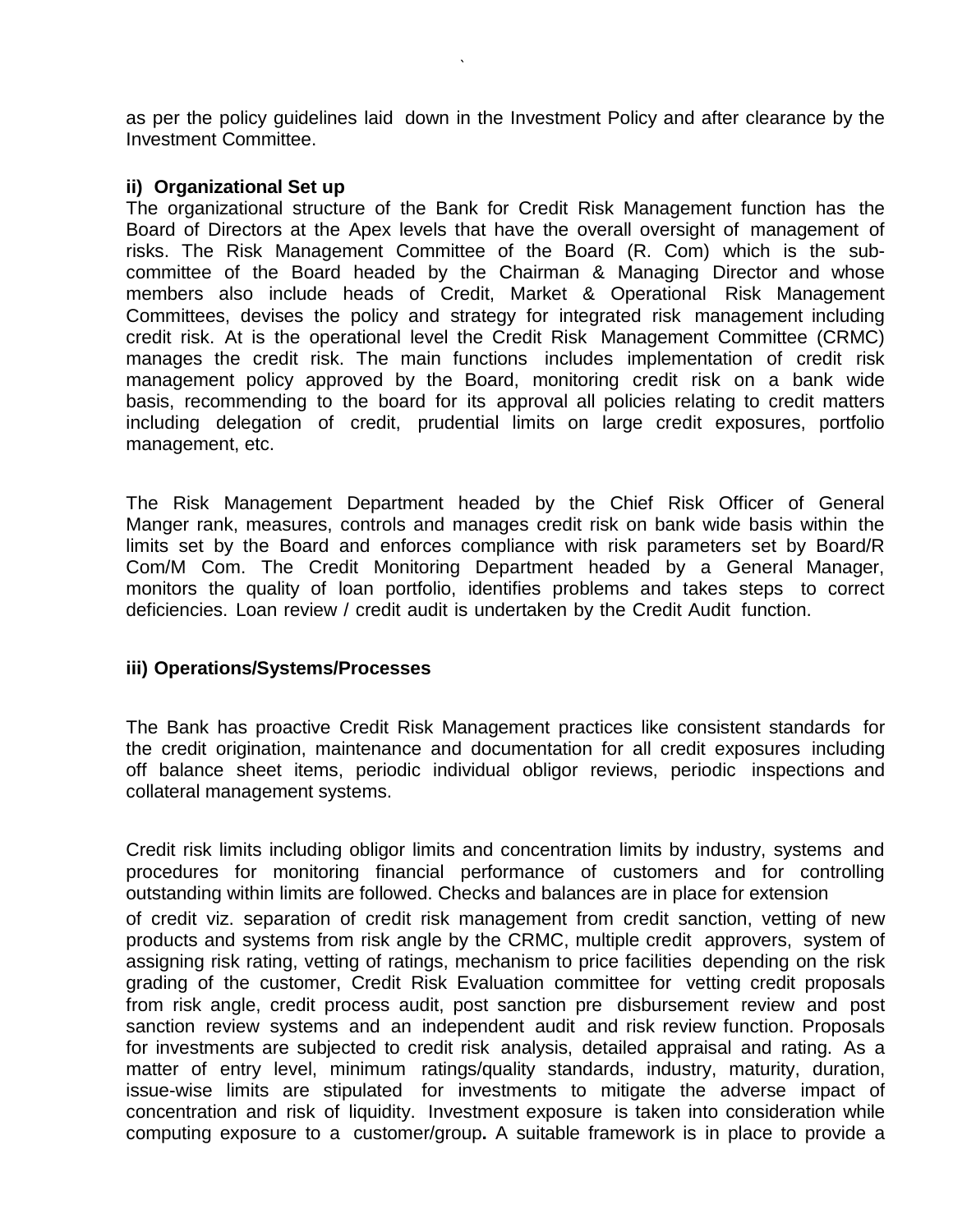as per the policy guidelines laid down in the Investment Policy and after clearance by the Investment Committee.

**ii) Organizational Set up**

The organizational structure of the Bank for Credit Risk Management function has the Board of Directors at the Apex levels that have the overall oversight of management of risks. The Risk Management Committee of the Board (R. Com) which is the sub-committee of the Board headed by the Chairman & Managing Director and whose members also include heads of Credit, Market & Operational Risk Management Committees, devises the policy and strategy for integrated risk management including credit risk. At is the operational level the Credit Risk Management Committee (CRMC) manages the credit risk. The main functions includes implementation of credit risk management policy approved by the Board, monitoring credit risk on a bank wide basis, recommending to the board for its approval all policies relating to credit matters including delegation of credit, prudential limits on large credit exposures, portfolio management, etc.

The Risk Management Department headed by the Chief Risk Officer of General Manger rank, measures, controls and manages credit risk on bank wide basis within the limits set by the Board and enforces compliance with risk parameters set by Board/R Com/M Com. The Credit Monitoring Department headed by a General Manager, monitors the quality of loan portfolio, identifies problems and takes steps to correct deficiencies. Loan review / credit audit is undertaken by the Credit Audit function.

**iii) Operations/Systems/Processes**

The Bank has proactive Credit Risk Management practices like consistent standards for the credit origination, maintenance and documentation for all credit exposures including off balance sheet items, periodic individual obligor reviews, periodic inspections and collateral management systems.

Credit risk limits including obligor limits and concentration limits by industry, systems and procedures for monitoring financial performance of customers and for controlling outstanding within limits are followed. Checks and balances are in place for extension of credit viz. separation of credit risk management from credit sanction, vetting of new products and systems from risk angle by the CRMC, multiple credit approvers, system of assigning risk rating, vetting of ratings, mechanism to price facilities depending on the risk grading of the customer, Credit Risk Evaluation committee for vetting credit proposals from risk angle, credit process audit, post sanction pre disbursement review and post sanction review systems and an independent audit and risk review function. Proposals for investments are subjected to credit risk analysis, detailed appraisal and rating. As a matter of entry level, minimum ratings/quality standards, industry, maturity, duration, issue-wise limits are stipulated for investments to mitigate the adverse impact of concentration and risk of liquidity. Investment exposure is taken into consideration while computing exposure to a customer/group**.** A suitable framework is in place to provide a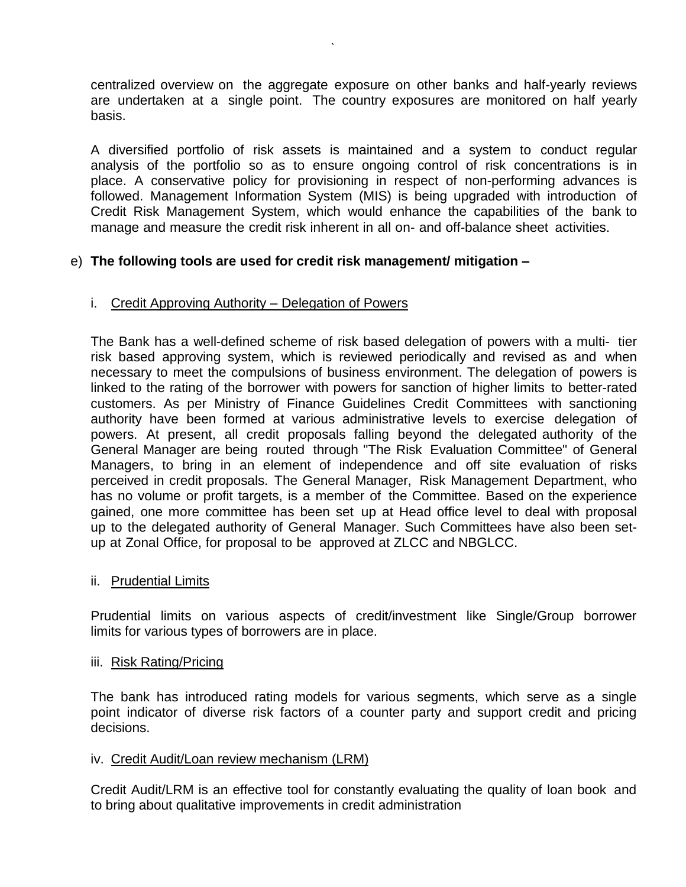centralized overview on the aggregate exposure on other banks and half-yearly reviews are undertaken at a single point. The country exposures are monitored on half yearly basis.

A diversified portfolio of risk assets is maintained and a system to conduct regular analysis of the portfolio so as to ensure ongoing control of risk concentrations is in place. A conservative policy for provisioning in respect of non-performing advances is followed. Management Information System (MIS) is being upgraded with introduction of Credit Risk Management System, which would enhance the capabilities of the bank to manage and measure the credit risk inherent in all on- and off-balance sheet activities.

e) **The following tools are used for credit risk management/ mitigation –**

i. Credit Approving Authority – Delegation of Powers

The Bank has a well-defined scheme of risk based delegation of powers with a multi- tier risk based approving system, which is reviewed periodically and revised as and when necessary to meet the compulsions of business environment. The delegation of powers is linked to the rating of the borrower with powers for sanction of higher limits to better-rated customers. As per Ministry of Finance Guidelines Credit Committees with sanctioning authority have been formed at various administrative levels to exercise delegation of powers. At present, all credit proposals falling beyond the delegated authority of the General Manager are being routed through "The Risk Evaluation Committee" of General Managers, to bring in an element of independence and off site evaluation of risks perceived in credit proposals. The General Manager, Risk Management Department, who has no volume or profit targets, is a member of the Committee. Based on the experience gained, one more committee has been set up at Head office level to deal with proposal up to the delegated authority of General Manager. Such Committees have also been set-up at Zonal Office, for proposal to be approved at ZLCC and NBGLCC.

ii. Prudential Limits

Prudential limits on various aspects of credit/investment like Single/Group borrower limits for various types of borrowers are in place.

iii. Risk Rating/Pricing

The bank has introduced rating models for various segments, which serve as a single point indicator of diverse risk factors of a counter party and support credit and pricing decisions.

iv. Credit Audit/Loan review mechanism (LRM)

Credit Audit/LRM is an effective tool for constantly evaluating the quality of loan book and to bring about qualitative improvements in credit administration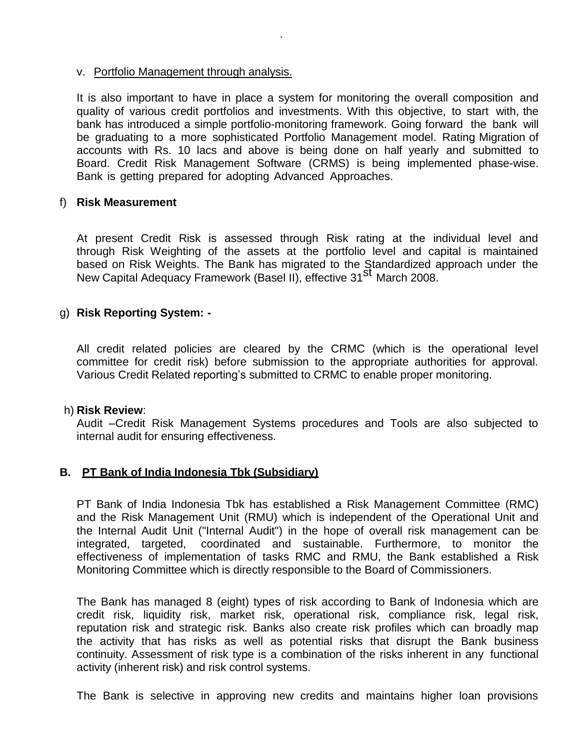v. Portfolio Management through analysis.

It is also important to have in place a system for monitoring the overall composition and quality of various credit portfolios and investments. With this objective, to start with, the bank has introduced a simple portfolio-monitoring framework. Going forward the bank will be graduating to a more sophisticated Portfolio Management model. Rating Migration of accounts with Rs. 10 lacs and above is being done on half yearly and submitted to Board. Credit Risk Management Software (CRMS) is being implemented phase-wise. Bank is getting prepared for adopting Advanced Approaches.

f) **Risk Measurement**

At present Credit Risk is assessed through Risk rating at the individual level and through Risk Weighting of the assets at the portfolio level and capital is maintained based on Risk Weights. The Bank has migrated to the Standardized approach under the New Capital Adequacy Framework (Basel II), effective 31st March 2008.

g) **Risk Reporting System: -**

All credit related policies are cleared by the CRMC (which is the operational level committee for credit risk) before submission to the appropriate authorities for approval. Various Credit Related reporting's submitted to CRMC to enable proper monitoring.

h) **Risk Review**:
Audit –Credit Risk Management Systems procedures and Tools are also subjected to internal audit for ensuring effectiveness.

**B. PT Bank of India Indonesia Tbk (Subsidiary)**

PT Bank of India Indonesia Tbk has established a Risk Management Committee (RMC) and the Risk Management Unit (RMU) which is independent of the Operational Unit and the Internal Audit Unit ("Internal Audit") in the hope of overall risk management can be integrated, targeted, coordinated and sustainable. Furthermore, to monitor the effectiveness of implementation of tasks RMC and RMU, the Bank established a Risk Monitoring Committee which is directly responsible to the Board of Commissioners.

The Bank has managed 8 (eight) types of risk according to Bank of Indonesia which are credit risk, liquidity risk, market risk, operational risk, compliance risk, legal risk, reputation risk and strategic risk. Banks also create risk profiles which can broadly map the activity that has risks as well as potential risks that disrupt the Bank business continuity. Assessment of risk type is a combination of the risks inherent in any functional activity (inherent risk) and risk control systems.

The Bank is selective in approving new credits and maintains higher loan provisions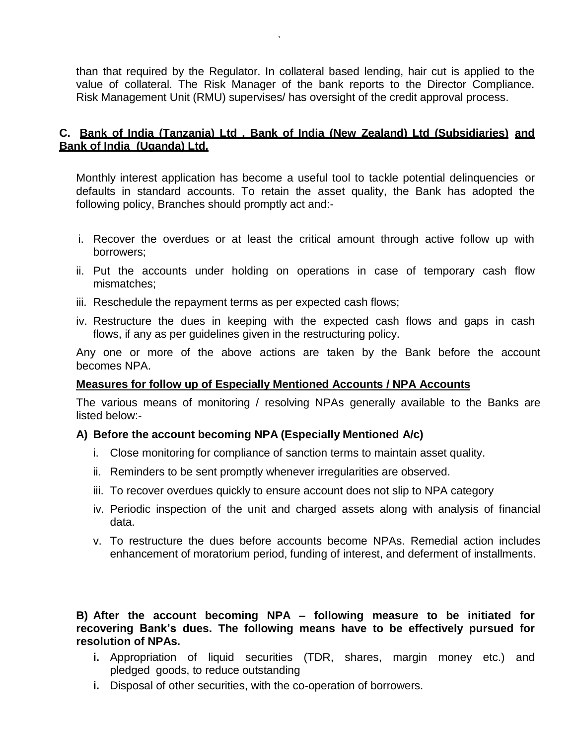than that required by the Regulator. In collateral based lending, hair cut is applied to the value of collateral. The Risk Manager of the bank reports to the Director Compliance. Risk Management Unit (RMU) supervises/ has oversight of the credit approval process.

**C. Bank of India (Tanzania) Ltd , Bank of India (New Zealand) Ltd (Subsidiaries) and Bank of India (Uganda) Ltd.**

Monthly interest application has become a useful tool to tackle potential delinquencies or defaults in standard accounts. To retain the asset quality, the Bank has adopted the following policy, Branches should promptly act and:-

i. Recover the overdues or at least the critical amount through active follow up with borrowers;
ii. Put the accounts under holding on operations in case of temporary cash flow mismatches;
iii. Reschedule the repayment terms as per expected cash flows;
iv. Restructure the dues in keeping with the expected cash flows and gaps in cash flows, if any as per guidelines given in the restructuring policy.

Any one or more of the above actions are taken by the Bank before the account becomes NPA.

**Measures for follow up of Especially Mentioned Accounts / NPA Accounts**

The various means of monitoring / resolving NPAs generally available to the Banks are listed below:-

**A) Before the account becoming NPA (Especially Mentioned A/c)**

i. Close monitoring for compliance of sanction terms to maintain asset quality.
ii. Reminders to be sent promptly whenever irregularities are observed.
iii. To recover overdues quickly to ensure account does not slip to NPA category
iv. Periodic inspection of the unit and charged assets along with analysis of financial data.
v. To restructure the dues before accounts become NPAs. Remedial action includes enhancement of moratorium period, funding of interest, and deferment of installments.

**B) After the account becoming NPA – following measure to be initiated for recovering Bank's dues. The following means have to be effectively pursued for resolution of NPAs.**

**i.** Appropriation of liquid securities (TDR, shares, margin money etc.) and pledged goods, to reduce outstanding

**i.** Disposal of other securities, with the co-operation of borrowers.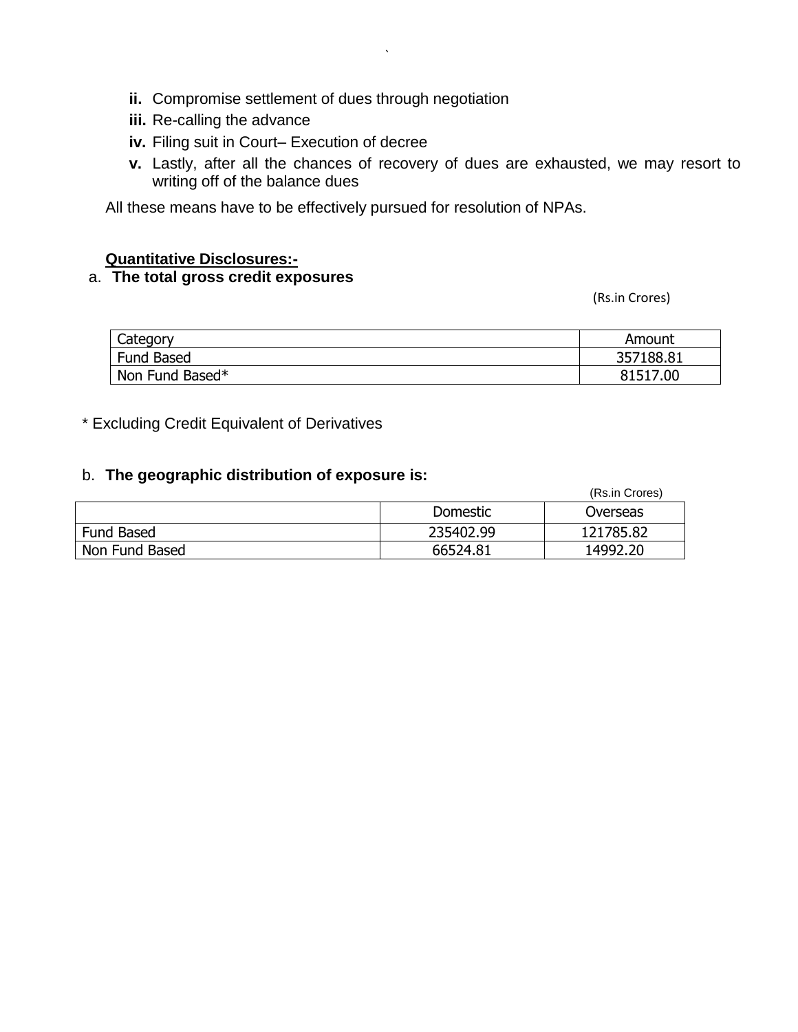**ii.** Compromise settlement of dues through negotiation

**iii.** Re-calling the advance

**iv.** Filing suit in Court– Execution of decree

**v.** Lastly, after all the chances of recovery of dues are exhausted, we may resort to writing off of the balance dues

All these means have to be effectively pursued for resolution of NPAs.

**Quantitative Disclosures:-**

a. **The total gross credit exposures**

(Rs.in Crores)

| Category | Amount |
|---|---|
| Fund Based | 357188.81 |
| Non Fund Based* | 81517.00 |

* Excluding Credit Equivalent of Derivatives

b. **The geographic distribution of exposure is:**

(Rs.in Crores)

| | Domestic | Overseas |
|---|---|---|
| Fund Based | 235402.99 | 121785.82 |
| Non Fund Based | 66524.81 | 14992.20 |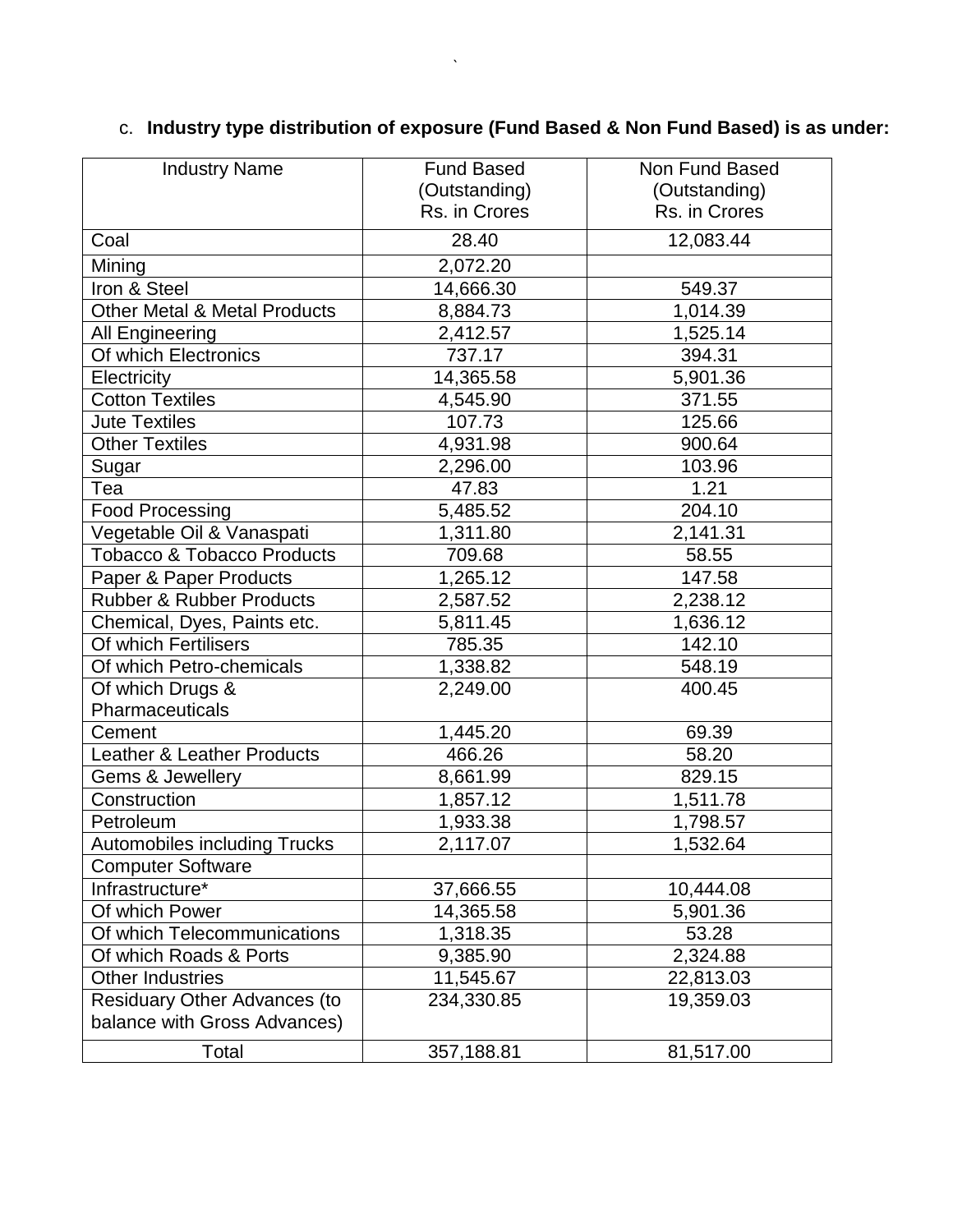c. **Industry type distribution of exposure (Fund Based & Non Fund Based) is as under:**

| Industry Name | Fund Based (Outstanding) Rs. in Crores | Non Fund Based (Outstanding) Rs. in Crores |
|---|---|---|
| Coal | 28.40 | 12,083.44 |
| Mining | 2,072.20 | |
| Iron & Steel | 14,666.30 | 549.37 |
| Other Metal & Metal Products | 8,884.73 | 1,014.39 |
| All Engineering | 2,412.57 | 1,525.14 |
| Of which Electronics | 737.17 | 394.31 |
| Electricity | 14,365.58 | 5,901.36 |
| Cotton Textiles | 4,545.90 | 371.55 |
| Jute Textiles | 107.73 | 125.66 |
| Other Textiles | 4,931.98 | 900.64 |
| Sugar | 2,296.00 | 103.96 |
| Tea | 47.83 | 1.21 |
| Food Processing | 5,485.52 | 204.10 |
| Vegetable Oil & Vanaspati | 1,311.80 | 2,141.31 |
| Tobacco & Tobacco Products | 709.68 | 58.55 |
| Paper & Paper Products | 1,265.12 | 147.58 |
| Rubber & Rubber Products | 2,587.52 | 2,238.12 |
| Chemical, Dyes, Paints etc. | 5,811.45 | 1,636.12 |
| Of which Fertilisers | 785.35 | 142.10 |
| Of which Petro-chemicals | 1,338.82 | 548.19 |
| Of which Drugs & Pharmaceuticals | 2,249.00 | 400.45 |
| Cement | 1,445.20 | 69.39 |
| Leather & Leather Products | 466.26 | 58.20 |
| Gems & Jewellery | 8,661.99 | 829.15 |
| Construction | 1,857.12 | 1,511.78 |
| Petroleum | 1,933.38 | 1,798.57 |
| Automobiles including Trucks | 2,117.07 | 1,532.64 |
| Computer Software | | |
| Infrastructure* | 37,666.55 | 10,444.08 |
| Of which Power | 14,365.58 | 5,901.36 |
| Of which Telecommunications | 1,318.35 | 53.28 |
| Of which Roads & Ports | 9,385.90 | 2,324.88 |
| Other Industries | 11,545.67 | 22,813.03 |
| Residuary Other Advances (to balance with Gross Advances) | 234,330.85 | 19,359.03 |
| Total | 357,188.81 | 81,517.00 |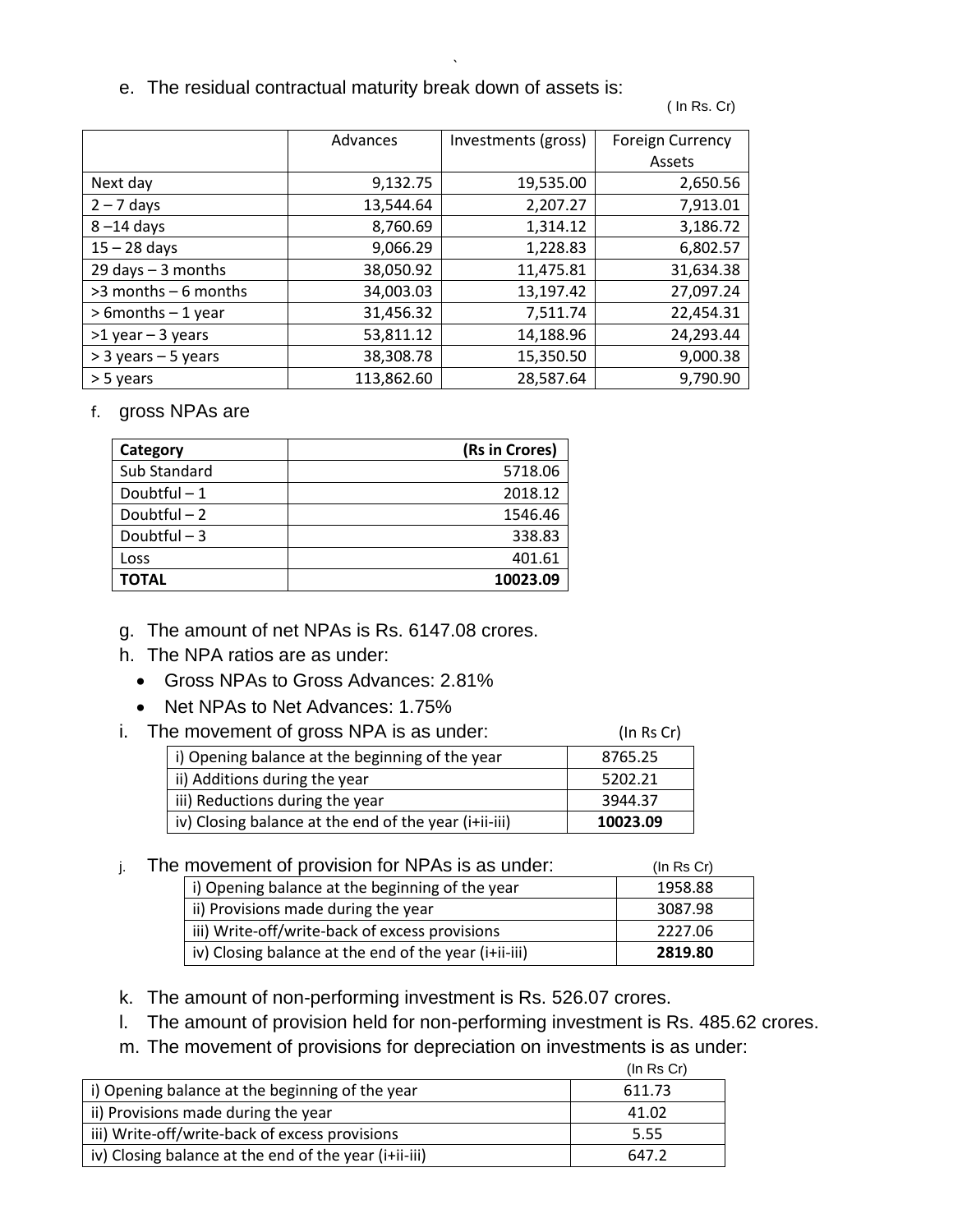e. The residual contractual maturity break down of assets is:

( In Rs. Cr)

| | Advances | Investments (gross) | Foreign Currency Assets |
|---|---|---|---|
| Next day | 9,132.75 | 19,535.00 | 2,650.56 |
| 2 – 7 days | 13,544.64 | 2,207.27 | 7,913.01 |
| 8 –14 days | 8,760.69 | 1,314.12 | 3,186.72 |
| 15 – 28 days | 9,066.29 | 1,228.83 | 6,802.57 |
| 29 days – 3 months | 38,050.92 | 11,475.81 | 31,634.38 |
| >3 months – 6 months | 34,003.03 | 13,197.42 | 27,097.24 |
| > 6months – 1 year | 31,456.32 | 7,511.74 | 22,454.31 |
| >1 year – 3 years | 53,811.12 | 14,188.96 | 24,293.44 |
| > 3 years – 5 years | 38,308.78 | 15,350.50 | 9,000.38 |
| > 5 years | 113,862.60 | 28,587.64 | 9,790.90 |

f. gross NPAs are

| **Category** | **(Rs in Crores)** |
|---|---|
| Sub Standard | 5718.06 |
| Doubtful – 1 | 2018.12 |
| Doubtful – 2 | 1546.46 |
| Doubtful – 3 | 338.83 |
| Loss | 401.61 |
| **TOTAL** | **10023.09** |

g. The amount of net NPAs is Rs. 6147.08 crores.

h. The NPA ratios are as under:

- Gross NPAs to Gross Advances: 2.81%
- Net NPAs to Net Advances: 1.75%

i. The movement of gross NPA is as under: (In Rs Cr)

| | |
|---|---|
| i) Opening balance at the beginning of the year | 8765.25 |
| ii) Additions during the year | 5202.21 |
| iii) Reductions during the year | 3944.37 |
| iv) Closing balance at the end of the year (i+ii-iii) | **10023.09** |

j. The movement of provision for NPAs is as under: (In Rs Cr)

| | |
|---|---|
| i) Opening balance at the beginning of the year | 1958.88 |
| ii) Provisions made during the year | 3087.98 |
| iii) Write-off/write-back of excess provisions | 2227.06 |
| iv) Closing balance at the end of the year (i+ii-iii) | **2819.80** |

k. The amount of non-performing investment is Rs. 526.07 crores.

l. The amount of provision held for non-performing investment is Rs. 485.62 crores.

m. The movement of provisions for depreciation on investments is as under:

(In Rs Cr)

| | |
|---|---|
| i) Opening balance at the beginning of the year | 611.73 |
| ii) Provisions made during the year | 41.02 |
| iii) Write-off/write-back of excess provisions | 5.55 |
| iv) Closing balance at the end of the year (i+ii-iii) | 647.2 |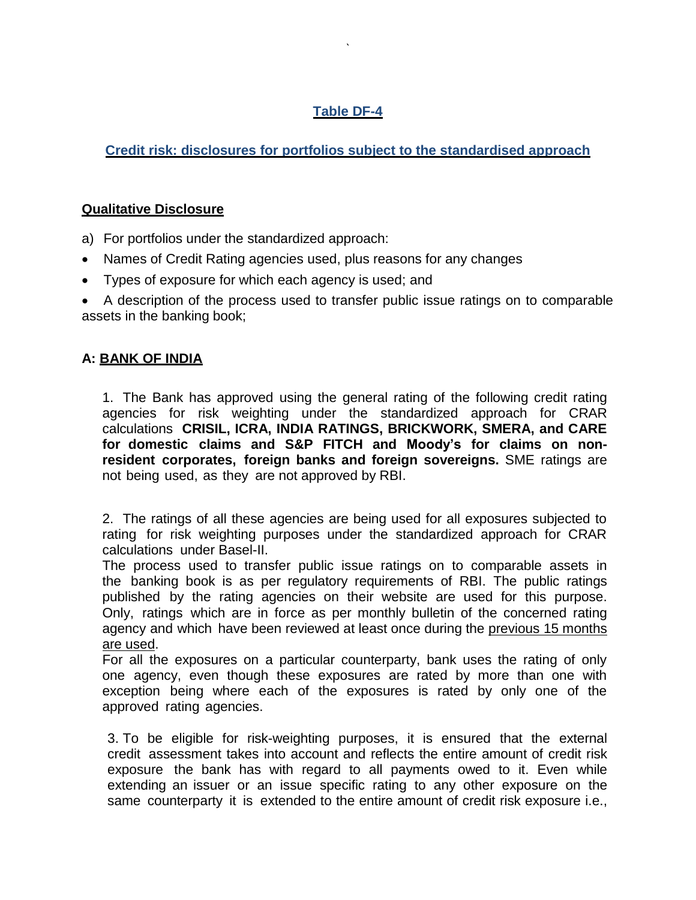## Table DF-4

### Credit risk: disclosures for portfolios subject to the standardised approach

**Qualitative Disclosure**

a) For portfolios under the standardized approach:

- Names of Credit Rating agencies used, plus reasons for any changes
- Types of exposure for which each agency is used; and
- A description of the process used to transfer public issue ratings on to comparable assets in the banking book;

**A: BANK OF INDIA**

1. The Bank has approved using the general rating of the following credit rating agencies for risk weighting under the standardized approach for CRAR calculations **CRISIL, ICRA, INDIA RATINGS, BRICKWORK, SMERA, and CARE for domestic claims and S&P FITCH and Moody's for claims on non-resident corporates, foreign banks and foreign sovereigns.** SME ratings are not being used, as they are not approved by RBI.

2. The ratings of all these agencies are being used for all exposures subjected to rating for risk weighting purposes under the standardized approach for CRAR calculations under Basel-II.
The process used to transfer public issue ratings on to comparable assets in the banking book is as per regulatory requirements of RBI. The public ratings published by the rating agencies on their website are used for this purpose. Only, ratings which are in force as per monthly bulletin of the concerned rating agency and which have been reviewed at least once during the previous 15 months are used.
For all the exposures on a particular counterparty, bank uses the rating of only one agency, even though these exposures are rated by more than one with exception being where each of the exposures is rated by only one of the approved rating agencies.

3. To be eligible for risk-weighting purposes, it is ensured that the external credit assessment takes into account and reflects the entire amount of credit risk exposure the bank has with regard to all payments owed to it. Even while extending an issuer or an issue specific rating to any other exposure on the same counterparty it is extended to the entire amount of credit risk exposure i.e.,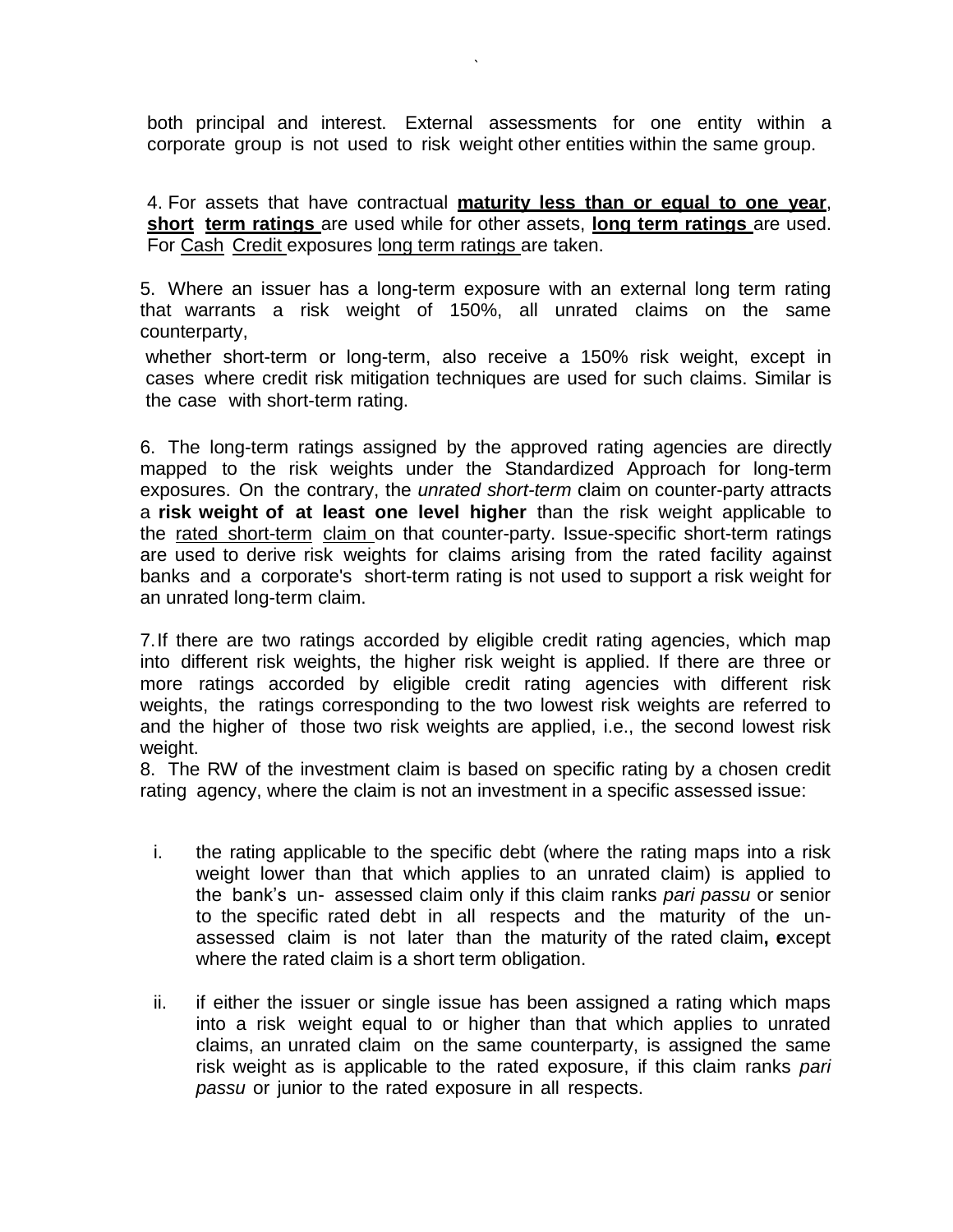both principal and interest. External assessments for one entity within a corporate group is not used to risk weight other entities within the same group.

4. For assets that have contractual **maturity less than or equal to one year**, **short term ratings** are used while for other assets, **long term ratings** are used. For Cash Credit exposures long term ratings are taken.

5. Where an issuer has a long-term exposure with an external long term rating that warrants a risk weight of 150%, all unrated claims on the same counterparty,

whether short-term or long-term, also receive a 150% risk weight, except in cases where credit risk mitigation techniques are used for such claims. Similar is the case with short-term rating.

6. The long-term ratings assigned by the approved rating agencies are directly mapped to the risk weights under the Standardized Approach for long-term exposures. On the contrary, the *unrated short-term* claim on counter-party attracts a **risk weight of at least one level higher** than the risk weight applicable to the rated short-term claim on that counter-party. Issue-specific short-term ratings are used to derive risk weights for claims arising from the rated facility against banks and a corporate's short-term rating is not used to support a risk weight for an unrated long-term claim.

7. If there are two ratings accorded by eligible credit rating agencies, which map into different risk weights, the higher risk weight is applied. If there are three or more ratings accorded by eligible credit rating agencies with different risk weights, the ratings corresponding to the two lowest risk weights are referred to and the higher of those two risk weights are applied, i.e., the second lowest risk weight.

8. The RW of the investment claim is based on specific rating by a chosen credit rating agency, where the claim is not an investment in a specific assessed issue:

i. the rating applicable to the specific debt (where the rating maps into a risk weight lower than that which applies to an unrated claim) is applied to the bank's un- assessed claim only if this claim ranks *pari passu* or senior to the specific rated debt in all respects and the maturity of the un-assessed claim is not later than the maturity of the rated claim**, e**xcept where the rated claim is a short term obligation.

ii. if either the issuer or single issue has been assigned a rating which maps into a risk weight equal to or higher than that which applies to unrated claims, an unrated claim on the same counterparty, is assigned the same risk weight as is applicable to the rated exposure, if this claim ranks *pari passu* or junior to the rated exposure in all respects.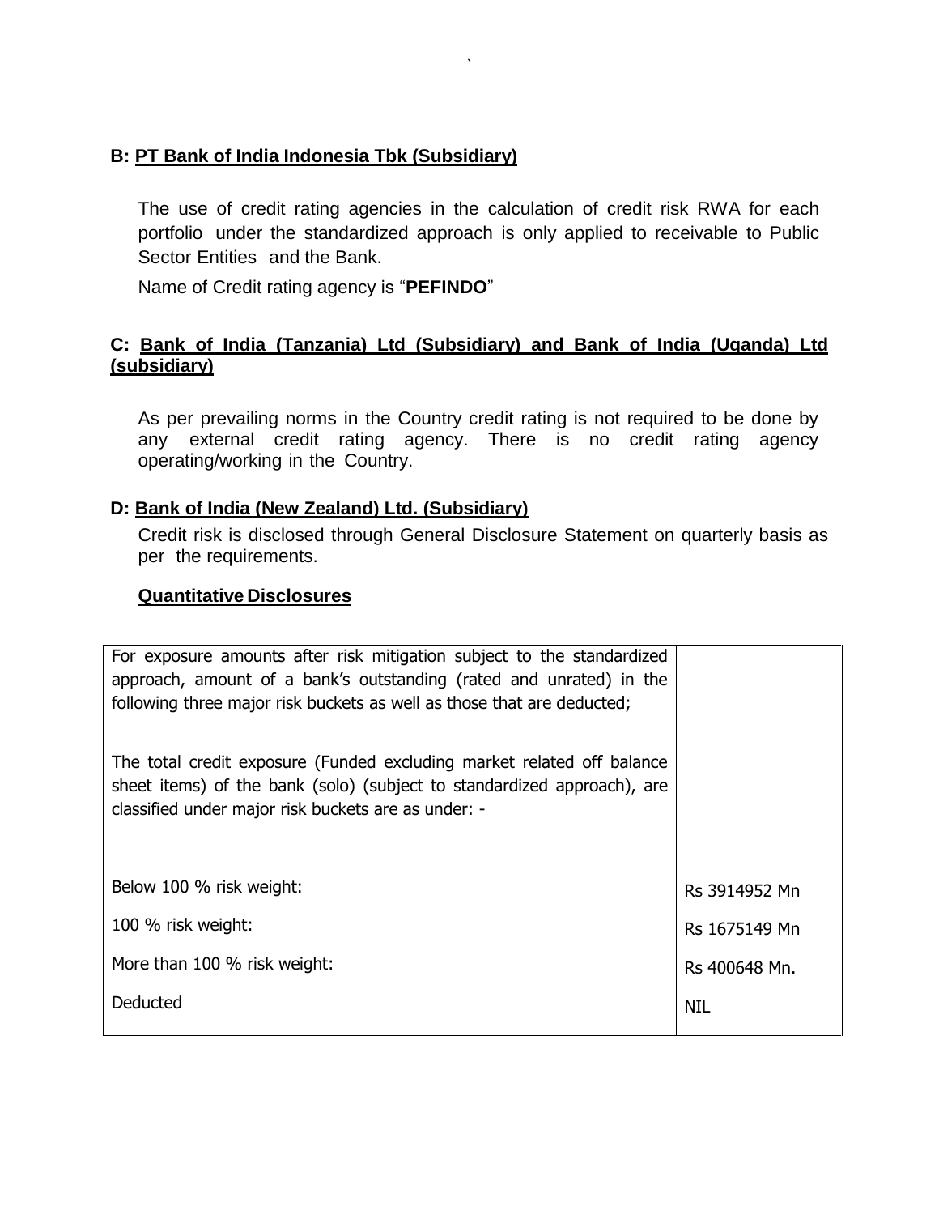**B: PT Bank of India Indonesia Tbk (Subsidiary)**

The use of credit rating agencies in the calculation of credit risk RWA for each portfolio under the standardized approach is only applied to receivable to Public Sector Entities and the Bank.

Name of Credit rating agency is "**PEFINDO**"

**C: Bank of India (Tanzania) Ltd (Subsidiary) and Bank of India (Uganda) Ltd (subsidiary)**

As per prevailing norms in the Country credit rating is not required to be done by any external credit rating agency. There is no credit rating agency operating/working in the Country.

**D: Bank of India (New Zealand) Ltd. (Subsidiary)**

Credit risk is disclosed through General Disclosure Statement on quarterly basis as per the requirements.

**Quantitative Disclosures**

| | |
|---|---|
| For exposure amounts after risk mitigation subject to the standardized approach, amount of a bank's outstanding (rated and unrated) in the following three major risk buckets as well as those that are deducted;<br><br>The total credit exposure (Funded excluding market related off balance sheet items) of the bank (solo) (subject to standardized approach), are classified under major risk buckets are as under: - | |
| Below 100 % risk weight: | Rs 3914952 Mn |
| 100 % risk weight: | Rs 1675149 Mn |
| More than 100 % risk weight: | Rs 400648 Mn. |
| Deducted | NIL |